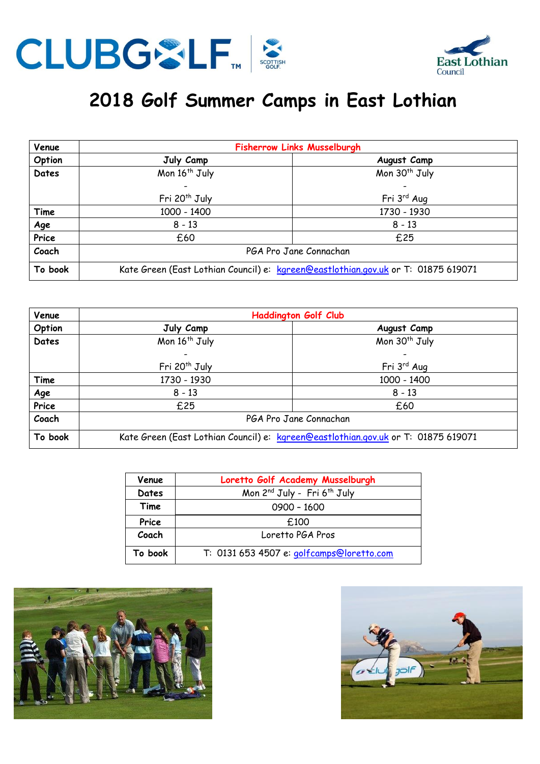# 2018 Golf Summer Camps in East Lothian

| Venue | Fisherrow Links Musselburgh | |
|---|---|---|
| Option | July Camp | August Camp |
| Dates | Mon 16th July - Fri 20th July | Mon 30th July - Fri 3rd Aug |
| Time | 1000 - 1400 | 1730 - 1930 |
| Age | 8 - 13 | 8 - 13 |
| Price | £60 | £25 |
| Coach | PGA Pro Jane Connachan | |
| To book | Kate Green (East Lothian Council) e: kgreen@eastlothian.gov.uk or T: 01875 619071 | |

| Venue | Haddington Golf Club | |
|---|---|---|
| Option | July Camp | August Camp |
| Dates | Mon 16th July - Fri 20th July | Mon 30th July - Fri 3rd Aug |
| Time | 1730 - 1930 | 1000 - 1400 |
| Age | 8 - 13 | 8 - 13 |
| Price | £25 | £60 |
| Coach | PGA Pro Jane Connachan | |
| To book | Kate Green (East Lothian Council) e: kgreen@eastlothian.gov.uk or T: 01875 619071 | |

| Venue | Loretto Golf Academy Musselburgh |
|---|---|
| Dates | Mon 2nd July - Fri 6th July |
| Time | 0900 – 1600 |
| Price | £100 |
| Coach | Loretto PGA Pros |
| To book | T: 0131 653 4507 e: golfcamps@loretto.com |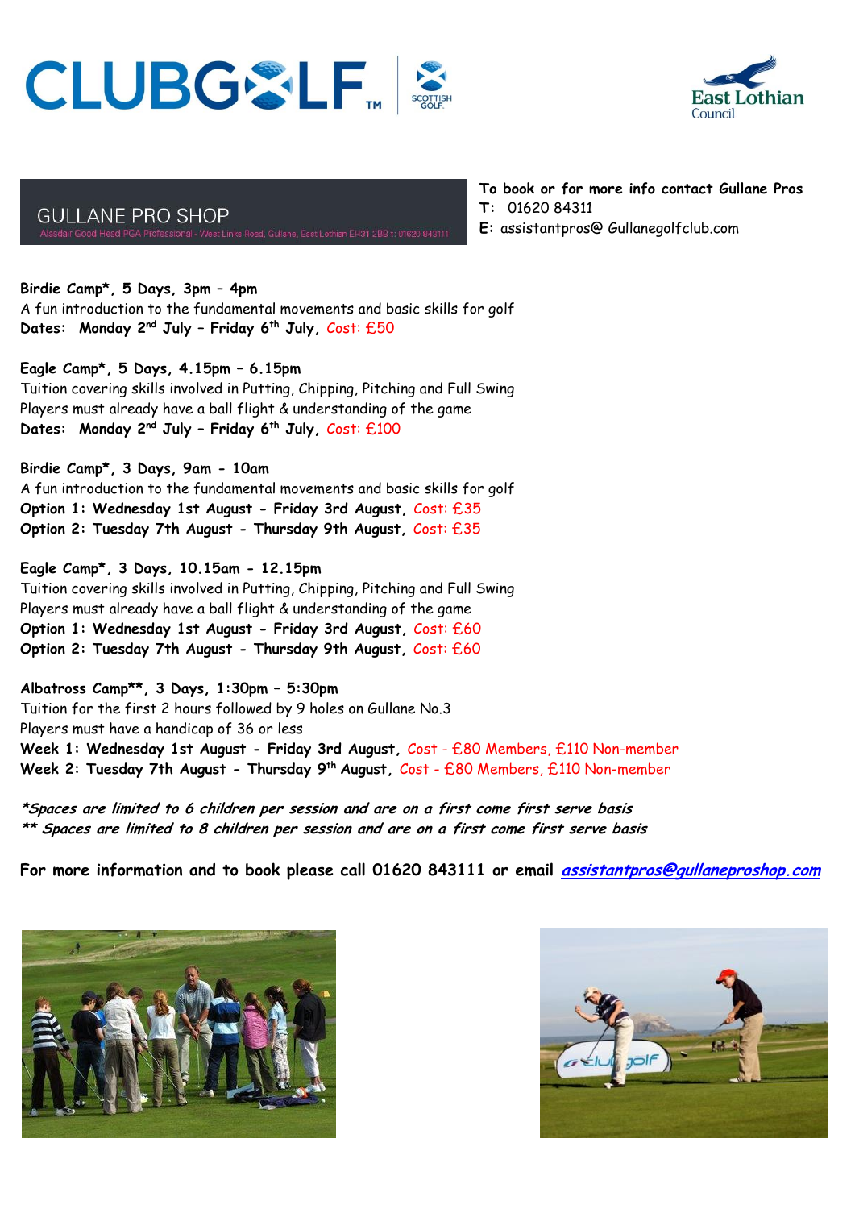CLUBGOLF™ SCOTTISH GOLF

East Lothian Council

GULLANE PRO SHOP

Alasdair Good Head PGA Professional - West Links Road, Gullane, East Lothian EH31 2BB t: 01620 843111

**To book or for more info contact Gullane Pros**
**T:** 01620 84311
**E:** assistantpros@ Gullanegolfclub.com

**Birdie Camp*, 5 Days, 3pm – 4pm**
A fun introduction to the fundamental movements and basic skills for golf
**Dates: Monday 2nd July – Friday 6th July,** Cost: £50

**Eagle Camp*, 5 Days, 4.15pm – 6.15pm**
Tuition covering skills involved in Putting, Chipping, Pitching and Full Swing
Players must already have a ball flight & understanding of the game
**Dates: Monday 2nd July – Friday 6th July,** Cost: £100

**Birdie Camp*, 3 Days, 9am - 10am**
A fun introduction to the fundamental movements and basic skills for golf
**Option 1: Wednesday 1st August - Friday 3rd August,** Cost: £35
**Option 2: Tuesday 7th August - Thursday 9th August,** Cost: £35

**Eagle Camp*, 3 Days, 10.15am - 12.15pm**
Tuition covering skills involved in Putting, Chipping, Pitching and Full Swing
Players must already have a ball flight & understanding of the game
**Option 1: Wednesday 1st August - Friday 3rd August,** Cost: £60
**Option 2: Tuesday 7th August - Thursday 9th August,** Cost: £60

**Albatross Camp**, 3 Days, 1:30pm – 5:30pm**
Tuition for the first 2 hours followed by 9 holes on Gullane No.3
Players must have a handicap of 36 or less
**Week 1: Wednesday 1st August - Friday 3rd August,** Cost - £80 Members, £110 Non-member
**Week 2: Tuesday 7th August - Thursday 9th August,** Cost - £80 Members, £110 Non-member

***Spaces are limited to 6 children per session and are on a first come first serve basis***
***** Spaces are limited to 8 children per session and are on a first come first serve basis***

**For more information and to book please call 01620 843111 or email [assistantpros@gullaneproshop.com](mailto:assistantpros@gullaneproshop.com)**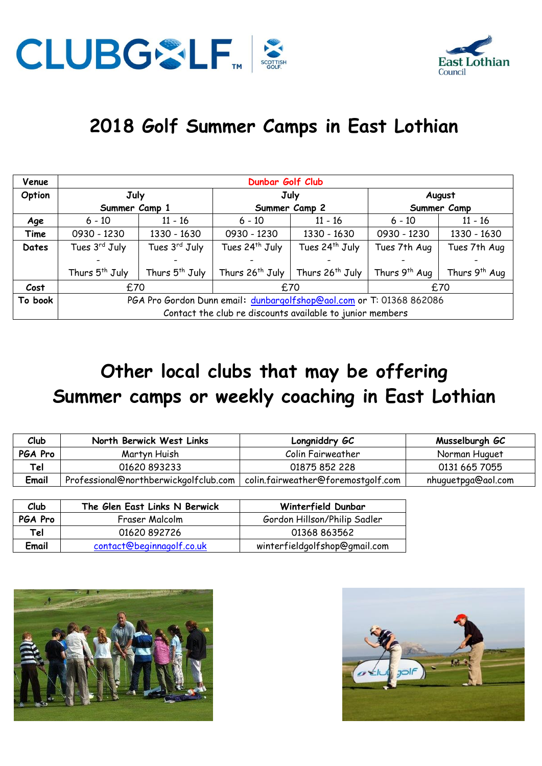# 2018 Golf Summer Camps in East Lothian

| Venue | Dunbar Golf Club | | | | | |
|---|---|---|---|---|---|---|
| Option | July Summer Camp 1 | | July Summer Camp 2 | | August Summer Camp | |
| Age | 6 - 10 | 11 - 16 | 6 - 10 | 11 - 16 | 6 - 10 | 11 - 16 |
| Time | 0930 - 1230 | 1330 - 1630 | 0930 - 1230 | 1330 - 1630 | 0930 - 1230 | 1330 - 1630 |
| Dates | Tues 3rd July - Thurs 5th July | Tues 3rd July - Thurs 5th July | Tues 24th July - Thurs 26th July | Tues 24th July - Thurs 26th July | Tues 7th Aug - Thurs 9th Aug | Tues 7th Aug - Thurs 9th Aug |
| Cost | £70 | | £70 | | £70 | |
| To book | PGA Pro Gordon Dunn email: dunbargolfshop@aol.com or T: 01368 862086<br>Contact the club re discounts available to junior members | | | | | |

# Other local clubs that may be offering Summer camps or weekly coaching in East Lothian

| Club | North Berwick West Links | Longniddry GC | Musselburgh GC |
|---|---|---|---|
| PGA Pro | Martyn Huish | Colin Fairweather | Norman Huguet |
| Tel | 01620 893233 | 01875 852 228 | 0131 665 7055 |
| Email | Professional@northberwickgolfclub.com | colin.fairweather@foremostgolf.com | nhuguetpga@aol.com |

| Club | The Glen East Links N Berwick | Winterfield Dunbar |
|---|---|---|
| PGA Pro | Fraser Malcolm | Gordon Hillson/Philip Sadler |
| Tel | 01620 892726 | 01368 863562 |
| Email | contact@beginnagolf.co.uk | winterfieldgolfshop@gmail.com |